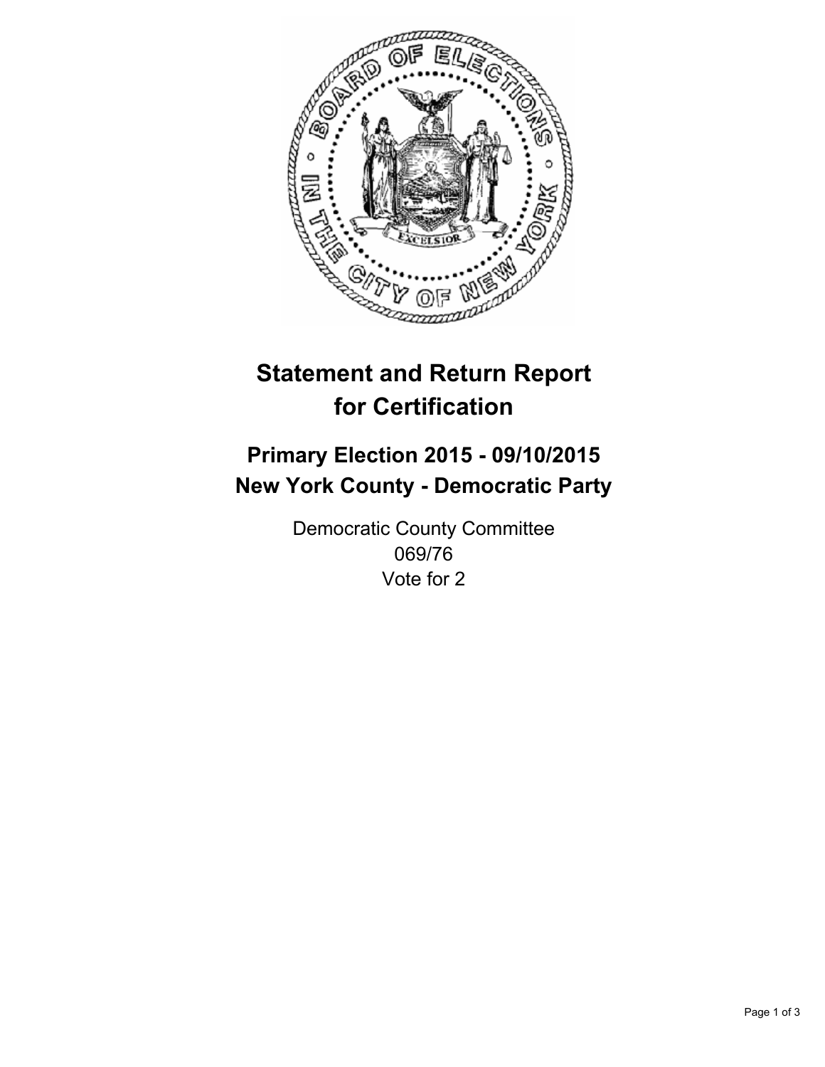# Statement and Return Report for Certification

## Primary Election 2015 - 09/10/2015
## New York County - Democratic Party

Democratic County Committee
069/76
Vote for 2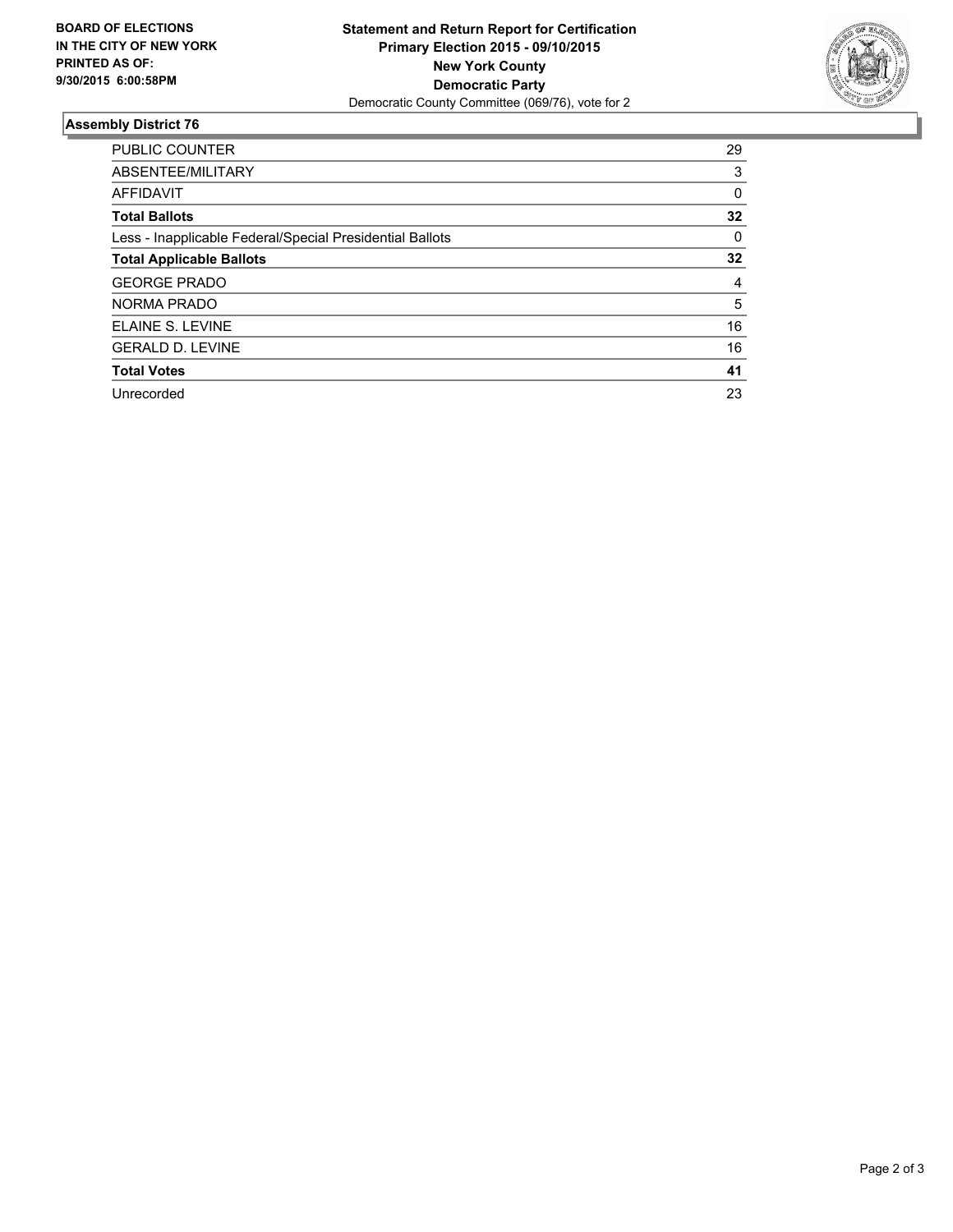BOARD OF ELECTIONS
IN THE CITY OF NEW YORK
PRINTED AS OF:
9/30/2015 6:00:58PM

**Statement and Return Report for Certification**
**Primary Election 2015 - 09/10/2015**
**New York County**
**Democratic Party**
Democratic County Committee (069/76), vote for 2

## Assembly District 76

| | |
|---|---|
| PUBLIC COUNTER | 29 |
| ABSENTEE/MILITARY | 3 |
| AFFIDAVIT | 0 |
| **Total Ballots** | **32** |
| Less - Inapplicable Federal/Special Presidential Ballots | 0 |
| **Total Applicable Ballots** | **32** |
| GEORGE PRADO | 4 |
| NORMA PRADO | 5 |
| ELAINE S. LEVINE | 16 |
| GERALD D. LEVINE | 16 |
| **Total Votes** | **41** |
| Unrecorded | 23 |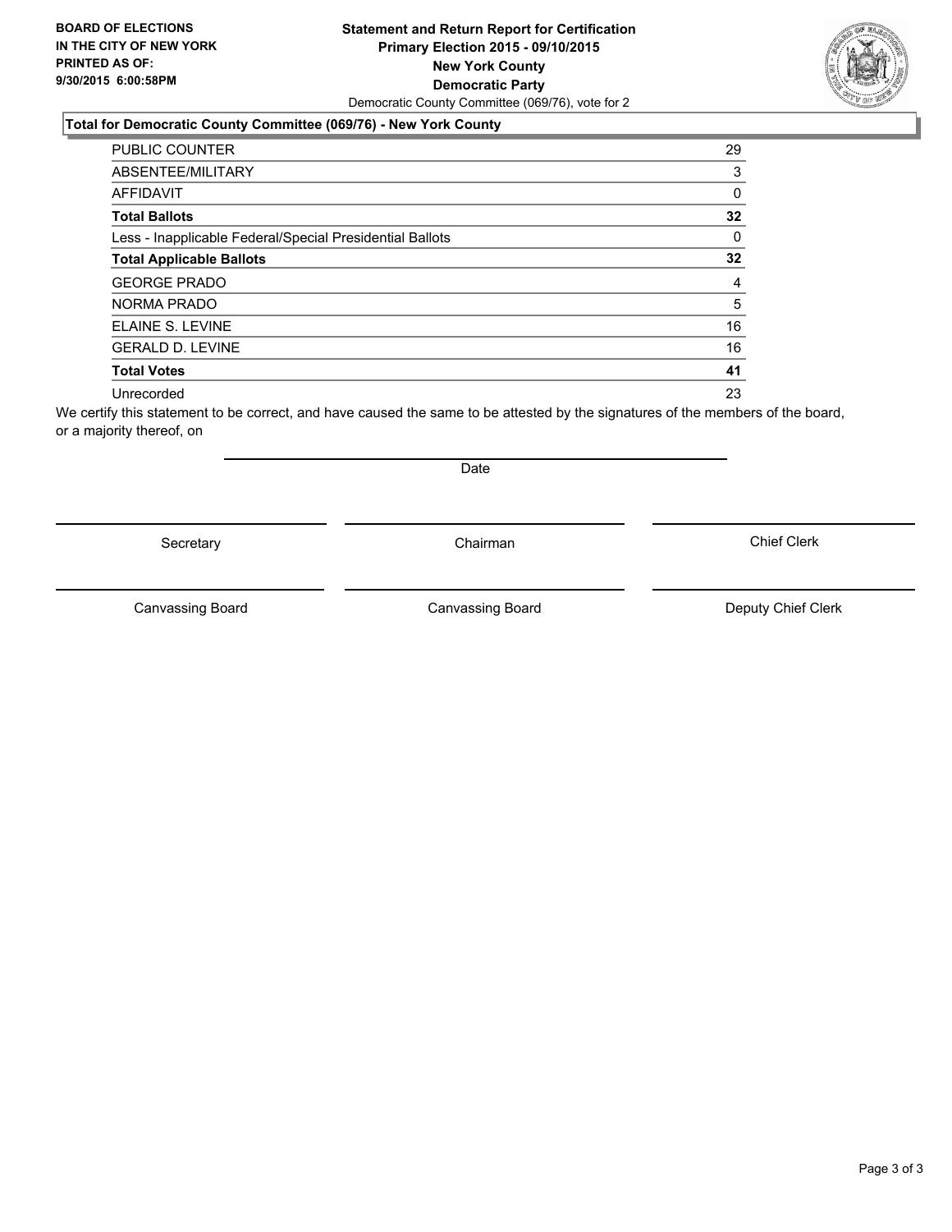**BOARD OF ELECTIONS IN THE CITY OF NEW YORK PRINTED AS OF: 9/30/2015 6:00:58PM**

**Statement and Return Report for Certification**
**Primary Election 2015 - 09/10/2015**
**New York County**
**Democratic Party**
Democratic County Committee (069/76), vote for 2

**Total for Democratic County Committee (069/76) - New York County**

| | |
|---|---|
| PUBLIC COUNTER | 29 |
| ABSENTEE/MILITARY | 3 |
| AFFIDAVIT | 0 |
| **Total Ballots** | **32** |
| Less - Inapplicable Federal/Special Presidential Ballots | 0 |
| **Total Applicable Ballots** | **32** |
| GEORGE PRADO | 4 |
| NORMA PRADO | 5 |
| ELAINE S. LEVINE | 16 |
| GERALD D. LEVINE | 16 |
| **Total Votes** | **41** |
| Unrecorded | 23 |

We certify this statement to be correct, and have caused the same to be attested by the signatures of the members of the board, or a majority thereof, on

Date

Secretary

Chairman

Chief Clerk

Canvassing Board

Canvassing Board

Deputy Chief Clerk